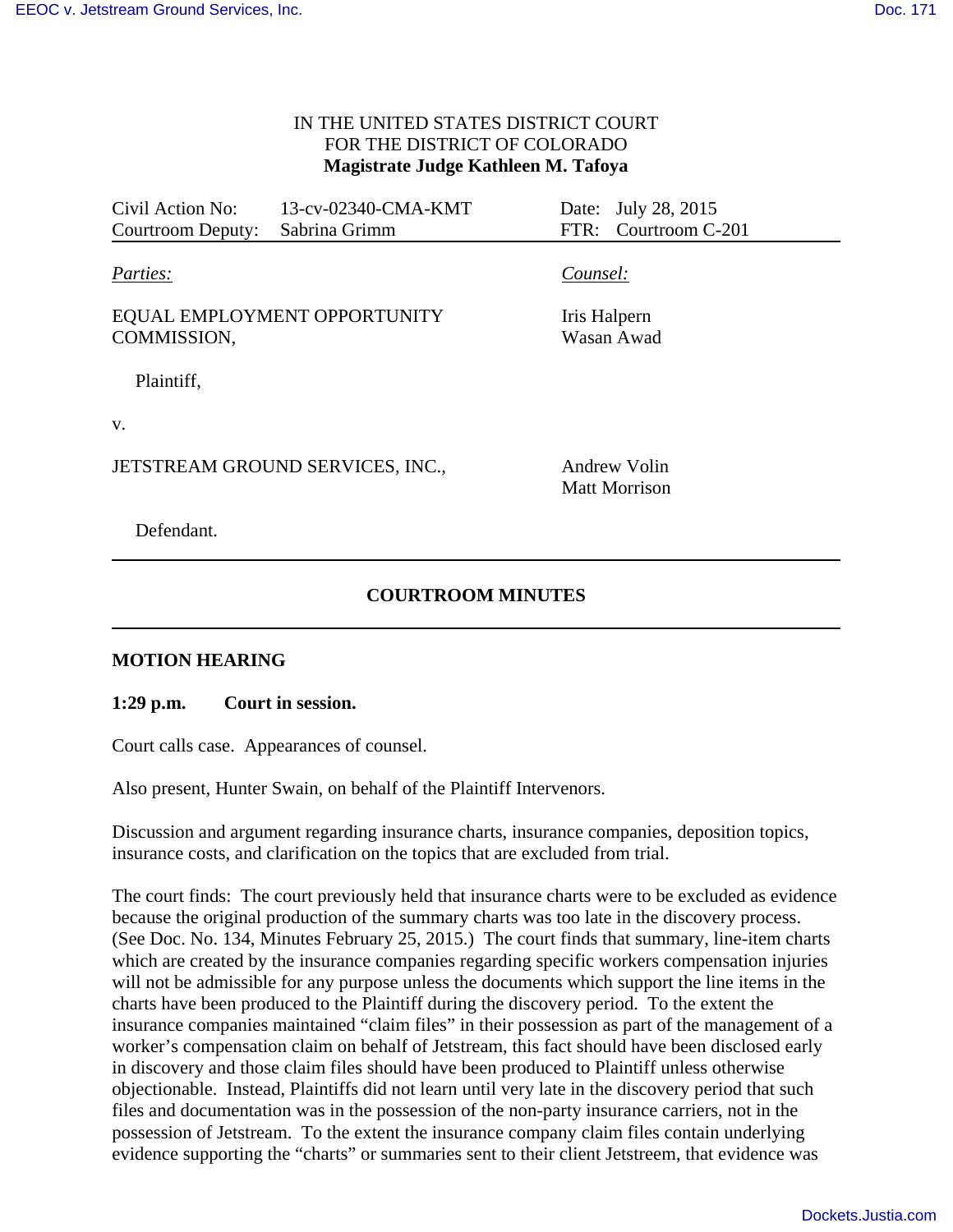IN THE UNITED STATES DISTRICT COURT
FOR THE DISTRICT OF COLORADO
**Magistrate Judge Kathleen M. Tafoya**

| | | | |
|---|---|---|---|
| Civil Action No: | 13-cv-02340-CMA-KMT | Date: | July 28, 2015 |
| Courtroom Deputy: | Sabrina Grimm | FTR: | Courtroom C-201 |

| *Parties:* | *Counsel:* |
|---|---|
| EQUAL EMPLOYMENT OPPORTUNITY COMMISSION, | Iris Halpern<br>Wasan Awad |
| Plaintiff, | |
| v. | |
| JETSTREAM GROUND SERVICES, INC., | Andrew Volin<br>Matt Morrison |
| Defendant. | |

---

## COURTROOM MINUTES

---

### MOTION HEARING

**1:29 p.m. Court in session.**

Court calls case. Appearances of counsel.

Also present, Hunter Swain, on behalf of the Plaintiff Intervenors.

Discussion and argument regarding insurance charts, insurance companies, deposition topics, insurance costs, and clarification on the topics that are excluded from trial.

The court finds: The court previously held that insurance charts were to be excluded as evidence because the original production of the summary charts was too late in the discovery process. (See Doc. No. 134, Minutes February 25, 2015.) The court finds that summary, line-item charts which are created by the insurance companies regarding specific workers compensation injuries will not be admissible for any purpose unless the documents which support the line items in the charts have been produced to the Plaintiff during the discovery period. To the extent the insurance companies maintained "claim files" in their possession as part of the management of a worker's compensation claim on behalf of Jetstream, this fact should have been disclosed early in discovery and those claim files should have been produced to Plaintiff unless otherwise objectionable. Instead, Plaintiffs did not learn until very late in the discovery period that such files and documentation was in the possession of the non-party insurance carriers, not in the possession of Jetstream. To the extent the insurance company claim files contain underlying evidence supporting the "charts" or summaries sent to their client Jetstreem, that evidence was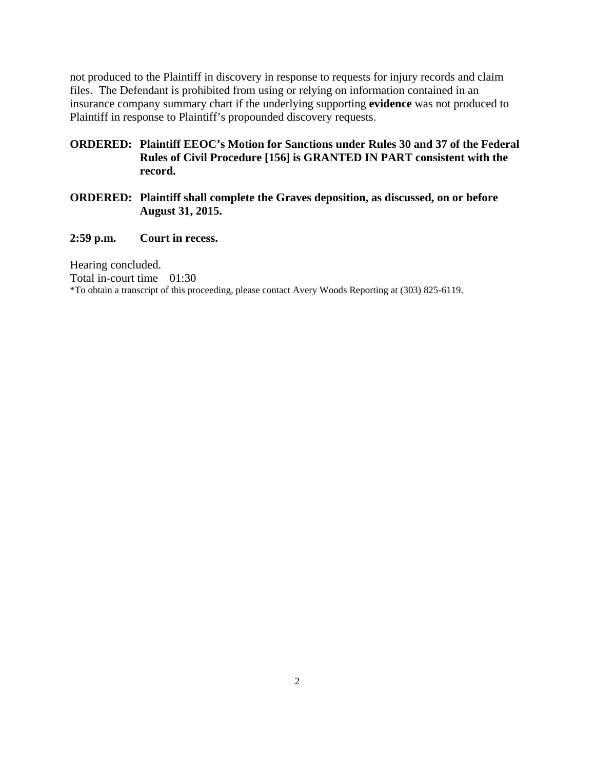not produced to the Plaintiff in discovery in response to requests for injury records and claim files. The Defendant is prohibited from using or relying on information contained in an insurance company summary chart if the underlying supporting **evidence** was not produced to Plaintiff in response to Plaintiff's propounded discovery requests.

**ORDERED: Plaintiff EEOC's Motion for Sanctions under Rules 30 and 37 of the Federal Rules of Civil Procedure [156] is GRANTED IN PART consistent with the record.**

**ORDERED: Plaintiff shall complete the Graves deposition, as discussed, on or before August 31, 2015.**

**2:59 p.m. Court in recess.**

Hearing concluded.
Total in-court time 01:30
*To obtain a transcript of this proceeding, please contact Avery Woods Reporting at (303) 825-6119.